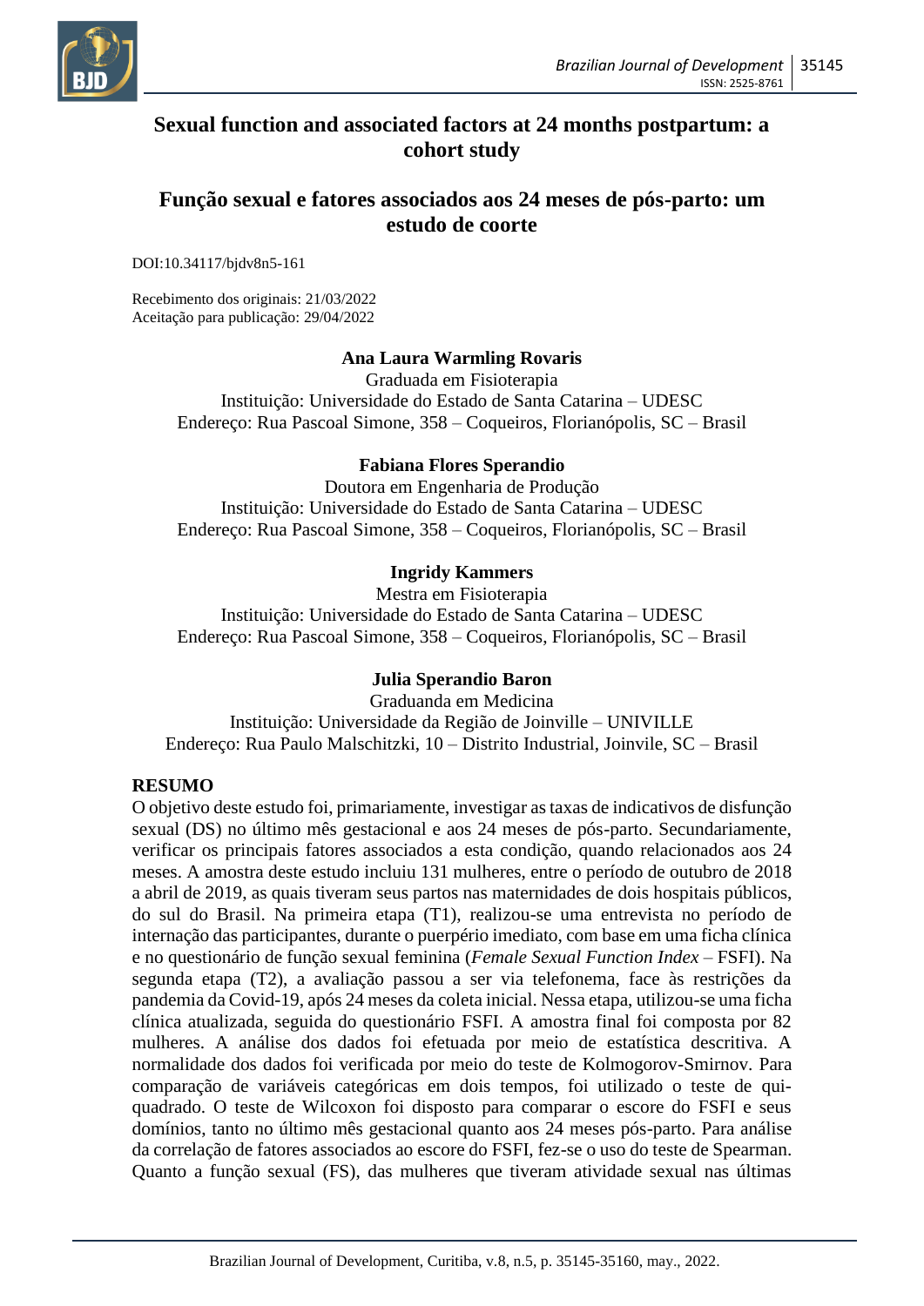# Sexual function and associated factors at 24 months postpartum: a cohort study

# Função sexual e fatores associados aos 24 meses de pós-parto: um estudo de coorte

DOI:10.34117/bjdv8n5-161

Recebimento dos originais: 21/03/2022
Aceitação para publicação: 29/04/2022

**Ana Laura Warmling Rovaris**
Graduada em Fisioterapia
Instituição: Universidade do Estado de Santa Catarina – UDESC
Endereço: Rua Pascoal Simone, 358 – Coqueiros, Florianópolis, SC – Brasil

**Fabiana Flores Sperandio**
Doutora em Engenharia de Produção
Instituição: Universidade do Estado de Santa Catarina – UDESC
Endereço: Rua Pascoal Simone, 358 – Coqueiros, Florianópolis, SC – Brasil

**Ingridy Kammers**
Mestra em Fisioterapia
Instituição: Universidade do Estado de Santa Catarina – UDESC
Endereço: Rua Pascoal Simone, 358 – Coqueiros, Florianópolis, SC – Brasil

**Julia Sperandio Baron**
Graduanda em Medicina
Instituição: Universidade da Região de Joinville – UNIVILLE
Endereço: Rua Paulo Malschitzki, 10 – Distrito Industrial, Joinvile, SC – Brasil

## RESUMO

O objetivo deste estudo foi, primariamente, investigar as taxas de indicativos de disfunção sexual (DS) no último mês gestacional e aos 24 meses de pós-parto. Secundariamente, verificar os principais fatores associados a esta condição, quando relacionados aos 24 meses. A amostra deste estudo incluiu 131 mulheres, entre o período de outubro de 2018 a abril de 2019, as quais tiveram seus partos nas maternidades de dois hospitais públicos, do sul do Brasil. Na primeira etapa (T1), realizou-se uma entrevista no período de internação das participantes, durante o puerpério imediato, com base em uma ficha clínica e no questionário de função sexual feminina (*Female Sexual Function Index* – FSFI). Na segunda etapa (T2), a avaliação passou a ser via telefonema, face às restrições da pandemia da Covid-19, após 24 meses da coleta inicial. Nessa etapa, utilizou-se uma ficha clínica atualizada, seguida do questionário FSFI. A amostra final foi composta por 82 mulheres. A análise dos dados foi efetuada por meio de estatística descritiva. A normalidade dos dados foi verificada por meio do teste de Kolmogorov-Smirnov. Para comparação de variáveis categóricas em dois tempos, foi utilizado o teste de qui-quadrado. O teste de Wilcoxon foi disposto para comparar o escore do FSFI e seus domínios, tanto no último mês gestacional quanto aos 24 meses pós-parto. Para análise da correlação de fatores associados ao escore do FSFI, fez-se o uso do teste de Spearman. Quanto a função sexual (FS), das mulheres que tiveram atividade sexual nas últimas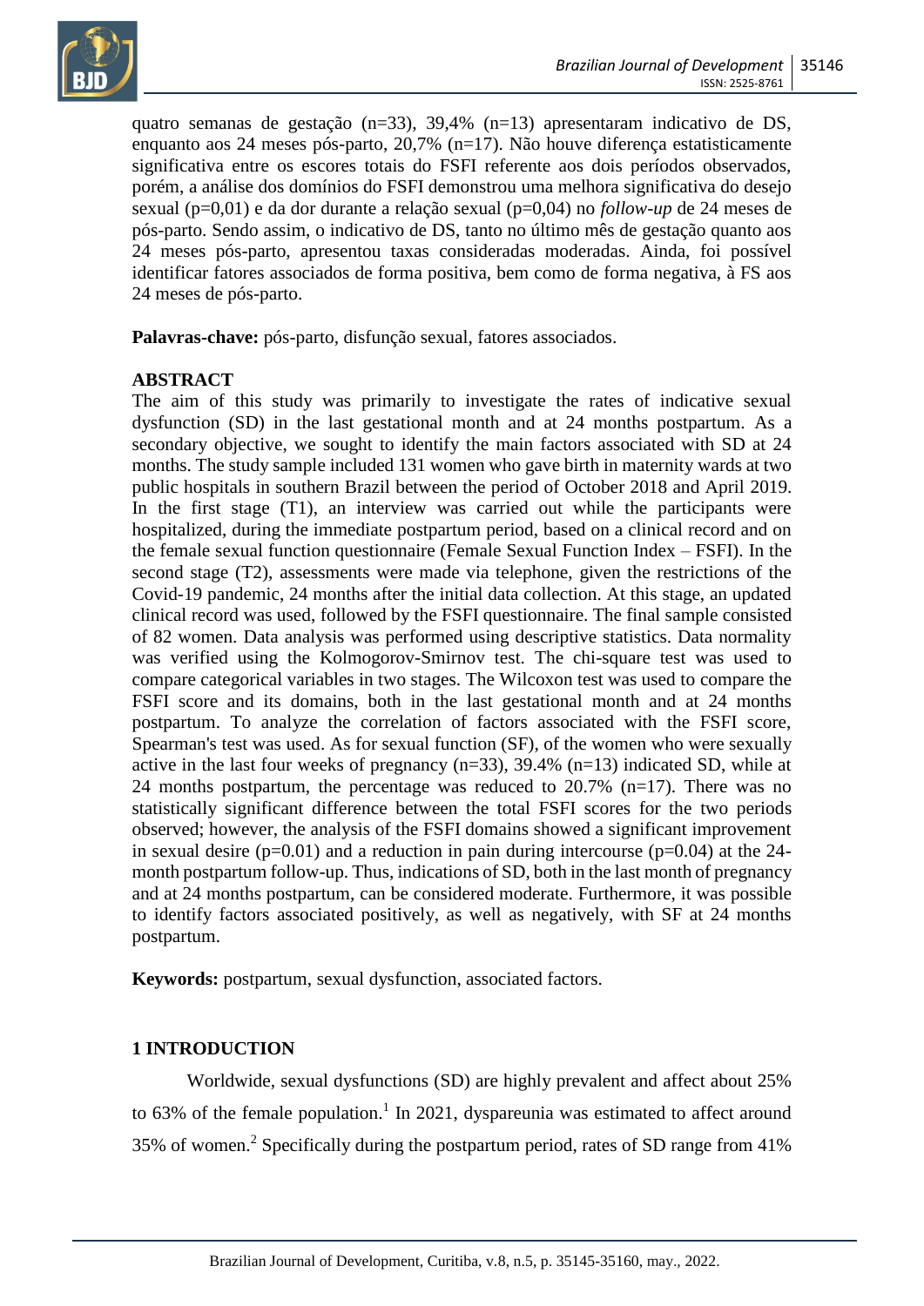quatro semanas de gestação (n=33), 39,4% (n=13) apresentaram indicativo de DS, enquanto aos 24 meses pós-parto, 20,7% (n=17). Não houve diferença estatisticamente significativa entre os escores totais do FSFI referente aos dois períodos observados, porém, a análise dos domínios do FSFI demonstrou uma melhora significativa do desejo sexual (p=0,01) e da dor durante a relação sexual (p=0,04) no *follow-up* de 24 meses de pós-parto. Sendo assim, o indicativo de DS, tanto no último mês de gestação quanto aos 24 meses pós-parto, apresentou taxas consideradas moderadas. Ainda, foi possível identificar fatores associados de forma positiva, bem como de forma negativa, à FS aos 24 meses de pós-parto.

**Palavras-chave:** pós-parto, disfunção sexual, fatores associados.

## ABSTRACT

The aim of this study was primarily to investigate the rates of indicative sexual dysfunction (SD) in the last gestational month and at 24 months postpartum. As a secondary objective, we sought to identify the main factors associated with SD at 24 months. The study sample included 131 women who gave birth in maternity wards at two public hospitals in southern Brazil between the period of October 2018 and April 2019. In the first stage (T1), an interview was carried out while the participants were hospitalized, during the immediate postpartum period, based on a clinical record and on the female sexual function questionnaire (Female Sexual Function Index – FSFI). In the second stage (T2), assessments were made via telephone, given the restrictions of the Covid-19 pandemic, 24 months after the initial data collection. At this stage, an updated clinical record was used, followed by the FSFI questionnaire. The final sample consisted of 82 women. Data analysis was performed using descriptive statistics. Data normality was verified using the Kolmogorov-Smirnov test. The chi-square test was used to compare categorical variables in two stages. The Wilcoxon test was used to compare the FSFI score and its domains, both in the last gestational month and at 24 months postpartum. To analyze the correlation of factors associated with the FSFI score, Spearman's test was used. As for sexual function (SF), of the women who were sexually active in the last four weeks of pregnancy (n=33), 39.4% (n=13) indicated SD, while at 24 months postpartum, the percentage was reduced to 20.7% (n=17). There was no statistically significant difference between the total FSFI scores for the two periods observed; however, the analysis of the FSFI domains showed a significant improvement in sexual desire (p=0.01) and a reduction in pain during intercourse (p=0.04) at the 24-month postpartum follow-up. Thus, indications of SD, both in the last month of pregnancy and at 24 months postpartum, can be considered moderate. Furthermore, it was possible to identify factors associated positively, as well as negatively, with SF at 24 months postpartum.

**Keywords:** postpartum, sexual dysfunction, associated factors.

## 1 INTRODUCTION

Worldwide, sexual dysfunctions (SD) are highly prevalent and affect about 25% to 63% of the female population.[1] In 2021, dyspareunia was estimated to affect around 35% of women.[2] Specifically during the postpartum period, rates of SD range from 41%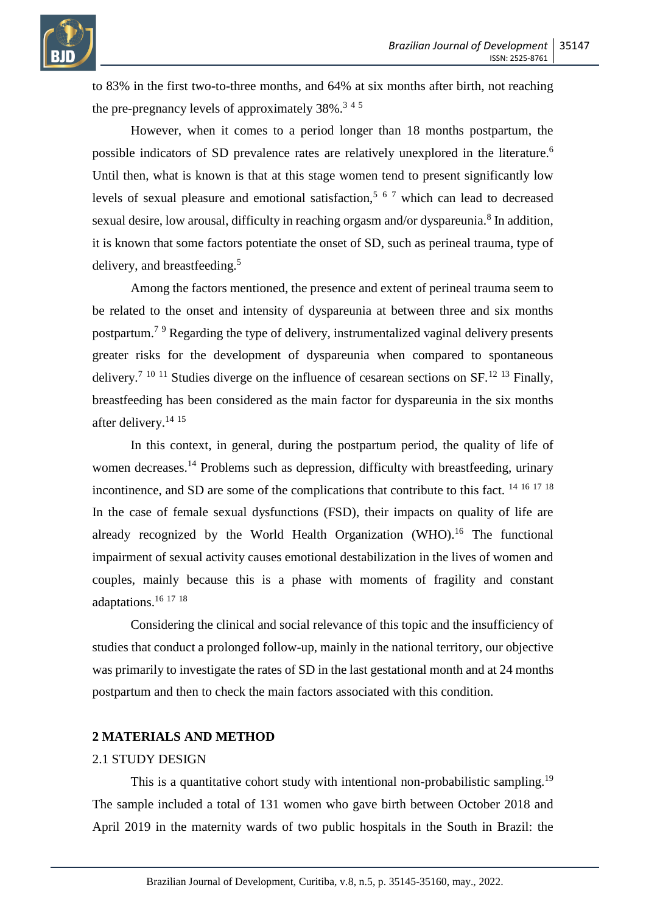to 83% in the first two-to-three months, and 64% at six months after birth, not reaching the pre-pregnancy levels of approximately 38%.[3 4 5]

However, when it comes to a period longer than 18 months postpartum, the possible indicators of SD prevalence rates are relatively unexplored in the literature.[6] Until then, what is known is that at this stage women tend to present significantly low levels of sexual pleasure and emotional satisfaction,[5 6 7] which can lead to decreased sexual desire, low arousal, difficulty in reaching orgasm and/or dyspareunia.[8] In addition, it is known that some factors potentiate the onset of SD, such as perineal trauma, type of delivery, and breastfeeding.[5]

Among the factors mentioned, the presence and extent of perineal trauma seem to be related to the onset and intensity of dyspareunia at between three and six months postpartum.[7 9] Regarding the type of delivery, instrumentalized vaginal delivery presents greater risks for the development of dyspareunia when compared to spontaneous delivery.[7 10 11] Studies diverge on the influence of cesarean sections on SF.[12 13] Finally, breastfeeding has been considered as the main factor for dyspareunia in the six months after delivery.[14 15]

In this context, in general, during the postpartum period, the quality of life of women decreases.[14] Problems such as depression, difficulty with breastfeeding, urinary incontinence, and SD are some of the complications that contribute to this fact. [14 16 17 18] In the case of female sexual dysfunctions (FSD), their impacts on quality of life are already recognized by the World Health Organization (WHO).[16] The functional impairment of sexual activity causes emotional destabilization in the lives of women and couples, mainly because this is a phase with moments of fragility and constant adaptations.[16 17 18]

Considering the clinical and social relevance of this topic and the insufficiency of studies that conduct a prolonged follow-up, mainly in the national territory, our objective was primarily to investigate the rates of SD in the last gestational month and at 24 months postpartum and then to check the main factors associated with this condition.

## 2 MATERIALS AND METHOD

### 2.1 STUDY DESIGN

This is a quantitative cohort study with intentional non-probabilistic sampling.[19] The sample included a total of 131 women who gave birth between October 2018 and April 2019 in the maternity wards of two public hospitals in the South in Brazil: the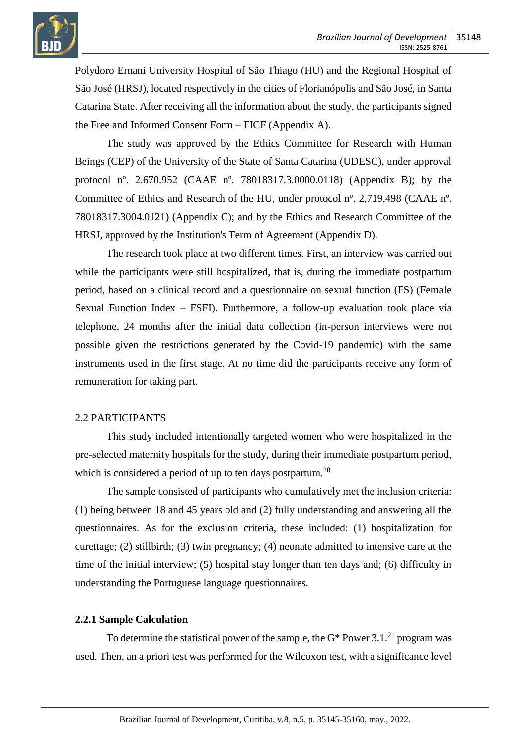Polydoro Ernani University Hospital of São Thiago (HU) and the Regional Hospital of São José (HRSJ), located respectively in the cities of Florianópolis and São José, in Santa Catarina State. After receiving all the information about the study, the participants signed the Free and Informed Consent Form – FICF (Appendix A).

The study was approved by the Ethics Committee for Research with Human Beings (CEP) of the University of the State of Santa Catarina (UDESC), under approval protocol nº. 2.670.952 (CAAE nº. 78018317.3.0000.0118) (Appendix B); by the Committee of Ethics and Research of the HU, under protocol nº. 2,719,498 (CAAE nº. 78018317.3004.0121) (Appendix C); and by the Ethics and Research Committee of the HRSJ, approved by the Institution's Term of Agreement (Appendix D).

The research took place at two different times. First, an interview was carried out while the participants were still hospitalized, that is, during the immediate postpartum period, based on a clinical record and a questionnaire on sexual function (FS) (Female Sexual Function Index – FSFI). Furthermore, a follow-up evaluation took place via telephone, 24 months after the initial data collection (in-person interviews were not possible given the restrictions generated by the Covid-19 pandemic) with the same instruments used in the first stage. At no time did the participants receive any form of remuneration for taking part.

## 2.2 PARTICIPANTS

This study included intentionally targeted women who were hospitalized in the pre-selected maternity hospitals for the study, during their immediate postpartum period, which is considered a period of up to ten days postpartum.[20]

The sample consisted of participants who cumulatively met the inclusion criteria: (1) being between 18 and 45 years old and (2) fully understanding and answering all the questionnaires. As for the exclusion criteria, these included: (1) hospitalization for curettage; (2) stillbirth; (3) twin pregnancy; (4) neonate admitted to intensive care at the time of the initial interview; (5) hospital stay longer than ten days and; (6) difficulty in understanding the Portuguese language questionnaires.

### 2.2.1 Sample Calculation

To determine the statistical power of the sample, the G* Power 3.1.[21] program was used. Then, an a priori test was performed for the Wilcoxon test, with a significance level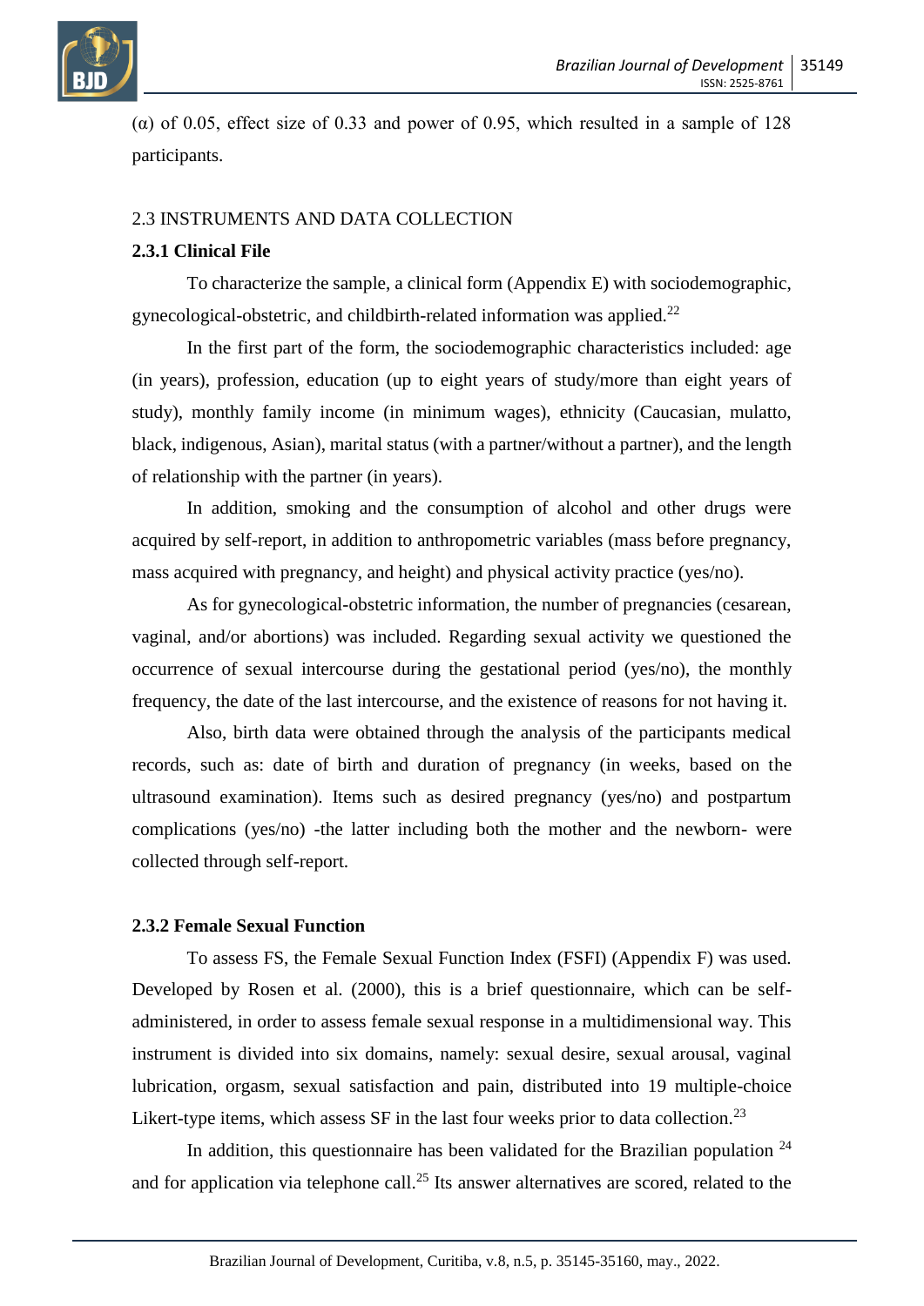(α) of 0.05, effect size of 0.33 and power of 0.95, which resulted in a sample of 128 participants.

## 2.3 INSTRUMENTS AND DATA COLLECTION

### 2.3.1 Clinical File

To characterize the sample, a clinical form (Appendix E) with sociodemographic, gynecological-obstetric, and childbirth-related information was applied.[22]

In the first part of the form, the sociodemographic characteristics included: age (in years), profession, education (up to eight years of study/more than eight years of study), monthly family income (in minimum wages), ethnicity (Caucasian, mulatto, black, indigenous, Asian), marital status (with a partner/without a partner), and the length of relationship with the partner (in years).

In addition, smoking and the consumption of alcohol and other drugs were acquired by self-report, in addition to anthropometric variables (mass before pregnancy, mass acquired with pregnancy, and height) and physical activity practice (yes/no).

As for gynecological-obstetric information, the number of pregnancies (cesarean, vaginal, and/or abortions) was included. Regarding sexual activity we questioned the occurrence of sexual intercourse during the gestational period (yes/no), the monthly frequency, the date of the last intercourse, and the existence of reasons for not having it.

Also, birth data were obtained through the analysis of the participants medical records, such as: date of birth and duration of pregnancy (in weeks, based on the ultrasound examination). Items such as desired pregnancy (yes/no) and postpartum complications (yes/no) -the latter including both the mother and the newborn- were collected through self-report.

### 2.3.2 Female Sexual Function

To assess FS, the Female Sexual Function Index (FSFI) (Appendix F) was used. Developed by Rosen et al. (2000), this is a brief questionnaire, which can be self-administered, in order to assess female sexual response in a multidimensional way. This instrument is divided into six domains, namely: sexual desire, sexual arousal, vaginal lubrication, orgasm, sexual satisfaction and pain, distributed into 19 multiple-choice Likert-type items, which assess SF in the last four weeks prior to data collection.[23]

In addition, this questionnaire has been validated for the Brazilian population [24] and for application via telephone call.[25] Its answer alternatives are scored, related to the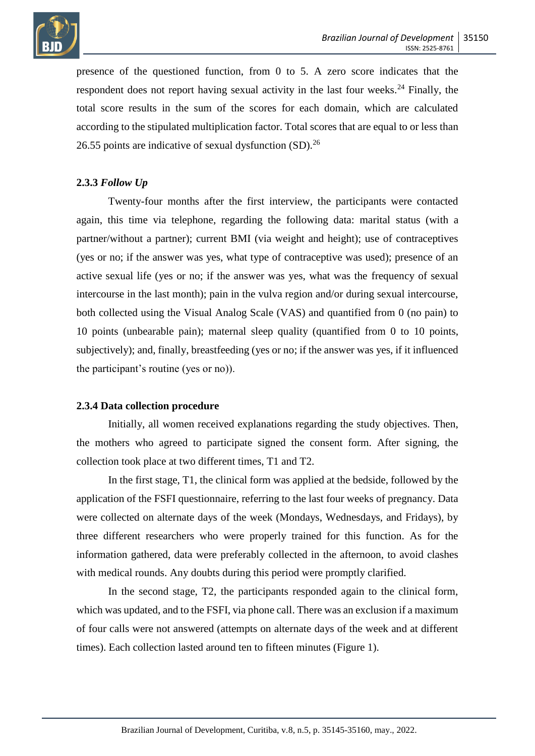presence of the questioned function, from 0 to 5. A zero score indicates that the respondent does not report having sexual activity in the last four weeks.[24] Finally, the total score results in the sum of the scores for each domain, which are calculated according to the stipulated multiplication factor. Total scores that are equal to or less than 26.55 points are indicative of sexual dysfunction (SD).[26]

### 2.3.3 *Follow Up*

Twenty-four months after the first interview, the participants were contacted again, this time via telephone, regarding the following data: marital status (with a partner/without a partner); current BMI (via weight and height); use of contraceptives (yes or no; if the answer was yes, what type of contraceptive was used); presence of an active sexual life (yes or no; if the answer was yes, what was the frequency of sexual intercourse in the last month); pain in the vulva region and/or during sexual intercourse, both collected using the Visual Analog Scale (VAS) and quantified from 0 (no pain) to 10 points (unbearable pain); maternal sleep quality (quantified from 0 to 10 points, subjectively); and, finally, breastfeeding (yes or no; if the answer was yes, if it influenced the participant's routine (yes or no)).

### 2.3.4 Data collection procedure

Initially, all women received explanations regarding the study objectives. Then, the mothers who agreed to participate signed the consent form. After signing, the collection took place at two different times, T1 and T2.

In the first stage, T1, the clinical form was applied at the bedside, followed by the application of the FSFI questionnaire, referring to the last four weeks of pregnancy. Data were collected on alternate days of the week (Mondays, Wednesdays, and Fridays), by three different researchers who were properly trained for this function. As for the information gathered, data were preferably collected in the afternoon, to avoid clashes with medical rounds. Any doubts during this period were promptly clarified.

In the second stage, T2, the participants responded again to the clinical form, which was updated, and to the FSFI, via phone call. There was an exclusion if a maximum of four calls were not answered (attempts on alternate days of the week and at different times). Each collection lasted around ten to fifteen minutes (Figure 1).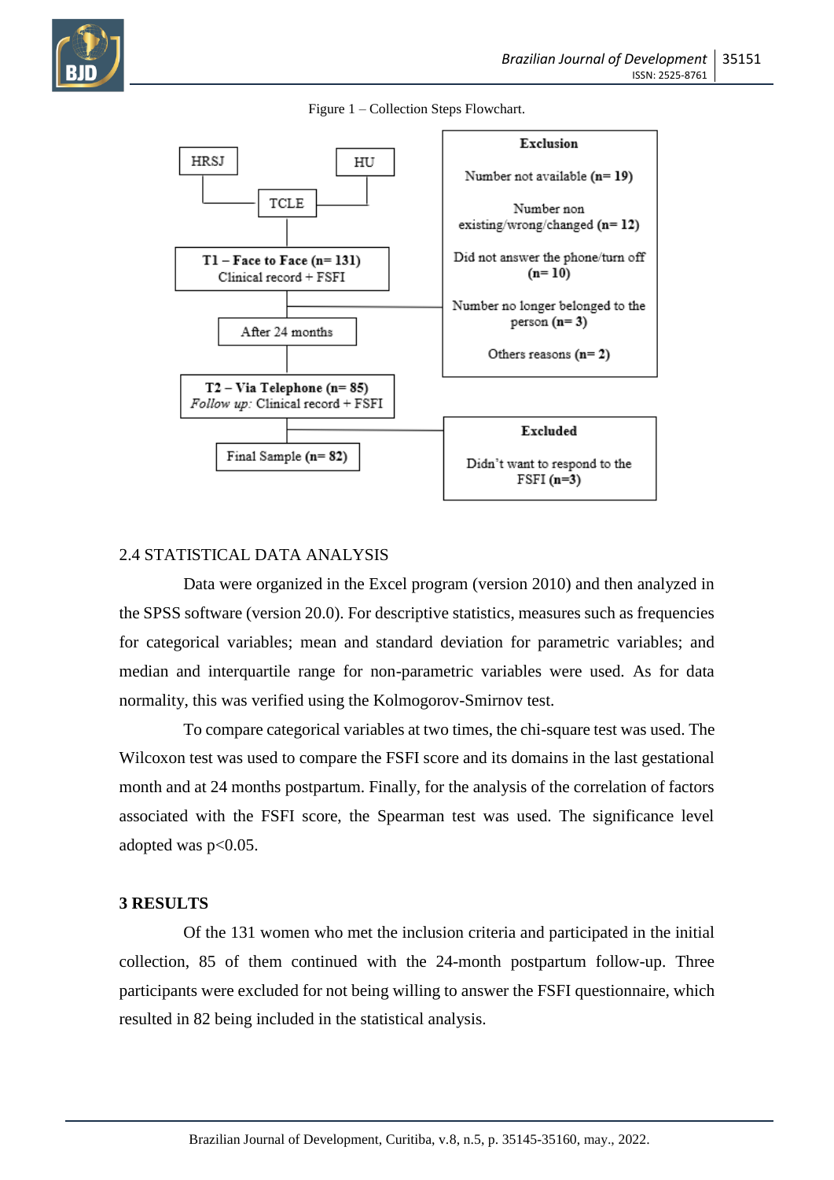Figure 1 – Collection Steps Flowchart.

HRSJ

HU

TCLE

**T1 – Face to Face (n= 131)**
Clinical record + FSFI

After 24 months

**T2 – Via Telephone (n= 85)**
*Follow up:* Clinical record + FSFI

Final Sample **(n= 82)**

**Exclusion**

Number not available **(n= 19)**

Number non existing/wrong/changed **(n= 12)**

Did not answer the phone/turn off **(n= 10)**

Number no longer belonged to the person **(n= 3)**

Others reasons **(n= 2)**

**Excluded**

Didn't want to respond to the FSFI **(n=3)**

## 2.4 STATISTICAL DATA ANALYSIS

Data were organized in the Excel program (version 2010) and then analyzed in the SPSS software (version 20.0). For descriptive statistics, measures such as frequencies for categorical variables; mean and standard deviation for parametric variables; and median and interquartile range for non-parametric variables were used. As for data normality, this was verified using the Kolmogorov-Smirnov test.

To compare categorical variables at two times, the chi-square test was used. The Wilcoxon test was used to compare the FSFI score and its domains in the last gestational month and at 24 months postpartum. Finally, for the analysis of the correlation of factors associated with the FSFI score, the Spearman test was used. The significance level adopted was $p<0.05$.

# 3 RESULTS

Of the 131 women who met the inclusion criteria and participated in the initial collection, 85 of them continued with the 24-month postpartum follow-up. Three participants were excluded for not being willing to answer the FSFI questionnaire, which resulted in 82 being included in the statistical analysis.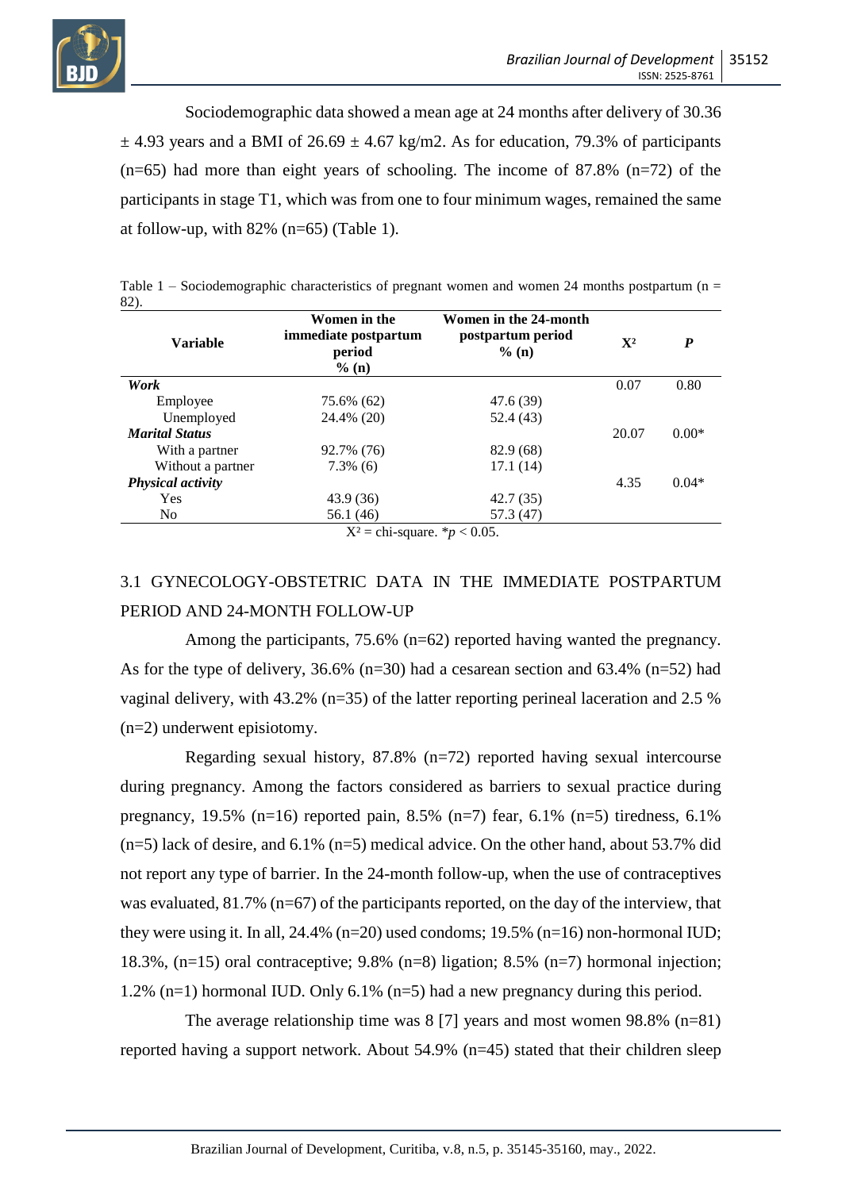Sociodemographic data showed a mean age at 24 months after delivery of 30.36 ± 4.93 years and a BMI of 26.69 ± 4.67 kg/m2. As for education, 79.3% of participants (n=65) had more than eight years of schooling. The income of 87.8% (n=72) of the participants in stage T1, which was from one to four minimum wages, remained the same at follow-up, with 82% (n=65) (Table 1).

Table 1 – Sociodemographic characteristics of pregnant women and women 24 months postpartum (n = 82).

| Variable | Women in the immediate postpartum period % (n) | Women in the 24-month postpartum period % (n) | X² | *P* |
|---|---|---|---|---|
| ***Work*** | | | 0.07 | 0.80 |
| Employee | 75.6% (62) | 47.6 (39) | | |
| Unemployed | 24.4% (20) | 52.4 (43) | | |
| ***Marital Status*** | | | 20.07 | 0.00* |
| With a partner | 92.7% (76) | 82.9 (68) | | |
| Without a partner | 7.3% (6) | 17.1 (14) | | |
| ***Physical activity*** | | | 4.35 | 0.04* |
| Yes | 43.9 (36) | 42.7 (35) | | |
| No | 56.1 (46) | 57.3 (47) | | |

X² = chi-square. *$p < 0.05$.

## 3.1 GYNECOLOGY-OBSTETRIC DATA IN THE IMMEDIATE POSTPARTUM PERIOD AND 24-MONTH FOLLOW-UP

Among the participants, 75.6% (n=62) reported having wanted the pregnancy. As for the type of delivery, 36.6% (n=30) had a cesarean section and 63.4% (n=52) had vaginal delivery, with 43.2% (n=35) of the latter reporting perineal laceration and 2.5 % (n=2) underwent episiotomy.

Regarding sexual history, 87.8% (n=72) reported having sexual intercourse during pregnancy. Among the factors considered as barriers to sexual practice during pregnancy, 19.5% (n=16) reported pain, 8.5% (n=7) fear, 6.1% (n=5) tiredness, 6.1% (n=5) lack of desire, and 6.1% (n=5) medical advice. On the other hand, about 53.7% did not report any type of barrier. In the 24-month follow-up, when the use of contraceptives was evaluated, 81.7% (n=67) of the participants reported, on the day of the interview, that they were using it. In all, 24.4% (n=20) used condoms; 19.5% (n=16) non-hormonal IUD; 18.3%, (n=15) oral contraceptive; 9.8% (n=8) ligation; 8.5% (n=7) hormonal injection; 1.2% (n=1) hormonal IUD. Only 6.1% (n=5) had a new pregnancy during this period.

The average relationship time was 8 [7] years and most women 98.8% (n=81) reported having a support network. About 54.9% (n=45) stated that their children sleep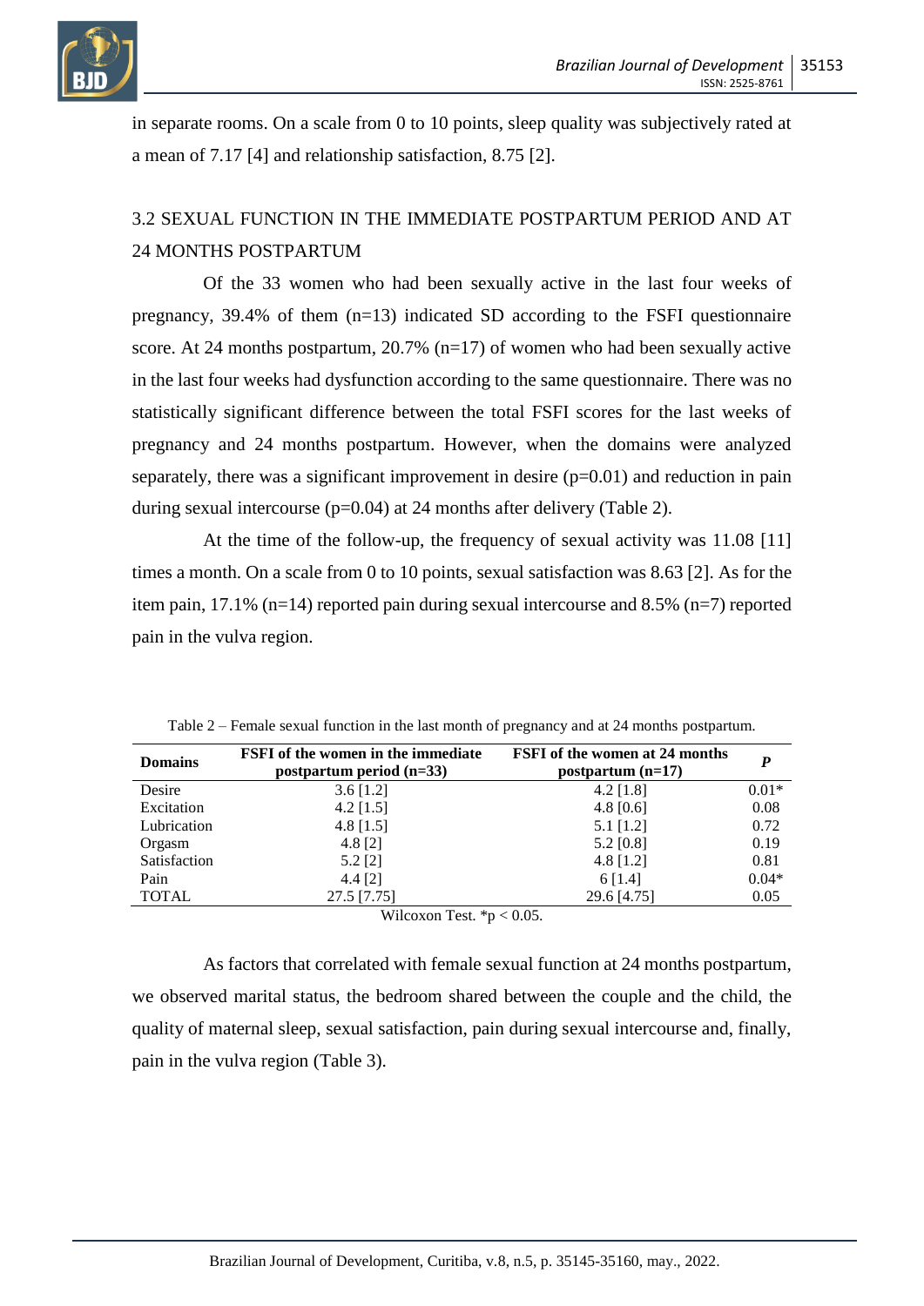in separate rooms. On a scale from 0 to 10 points, sleep quality was subjectively rated at a mean of 7.17 [4] and relationship satisfaction, 8.75 [2].

## 3.2 SEXUAL FUNCTION IN THE IMMEDIATE POSTPARTUM PERIOD AND AT 24 MONTHS POSTPARTUM

Of the 33 women who had been sexually active in the last four weeks of pregnancy, 39.4% of them (n=13) indicated SD according to the FSFI questionnaire score. At 24 months postpartum, 20.7% (n=17) of women who had been sexually active in the last four weeks had dysfunction according to the same questionnaire. There was no statistically significant difference between the total FSFI scores for the last weeks of pregnancy and 24 months postpartum. However, when the domains were analyzed separately, there was a significant improvement in desire (p=0.01) and reduction in pain during sexual intercourse (p=0.04) at 24 months after delivery (Table 2).

At the time of the follow-up, the frequency of sexual activity was 11.08 [11] times a month. On a scale from 0 to 10 points, sexual satisfaction was 8.63 [2]. As for the item pain, 17.1% (n=14) reported pain during sexual intercourse and 8.5% (n=7) reported pain in the vulva region.

Table 2 – Female sexual function in the last month of pregnancy and at 24 months postpartum.

| Domains | FSFI of the women in the immediate postpartum period (n=33) | FSFI of the women at 24 months postpartum (n=17) | *P* |
|---|---|---|---|
| Desire | 3.6 [1.2] | 4.2 [1.8] | 0.01* |
| Excitation | 4.2 [1.5] | 4.8 [0.6] | 0.08 |
| Lubrication | 4.8 [1.5] | 5.1 [1.2] | 0.72 |
| Orgasm | 4.8 [2] | 5.2 [0.8] | 0.19 |
| Satisfaction | 5.2 [2] | 4.8 [1.2] | 0.81 |
| Pain | 4.4 [2] | 6 [1.4] | 0.04* |
| TOTAL | 27.5 [7.75] | 29.6 [4.75] | 0.05 |

Wilcoxon Test. *p < 0.05.

As factors that correlated with female sexual function at 24 months postpartum, we observed marital status, the bedroom shared between the couple and the child, the quality of maternal sleep, sexual satisfaction, pain during sexual intercourse and, finally, pain in the vulva region (Table 3).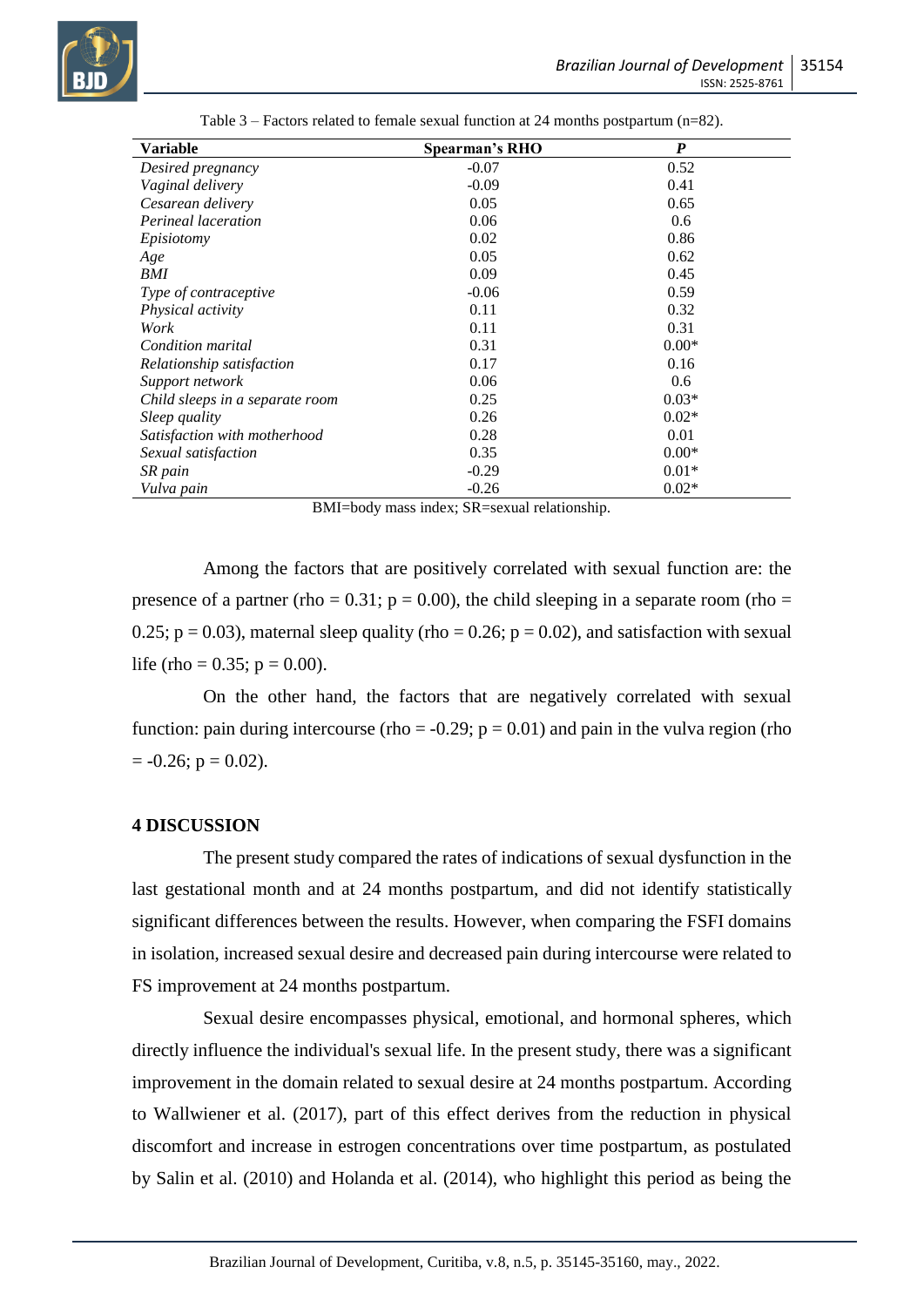Table 3 – Factors related to female sexual function at 24 months postpartum (n=82).

| Variable | Spearman's RHO | *P* |
|---|---|---|
| *Desired pregnancy* | -0.07 | 0.52 |
| *Vaginal delivery* | -0.09 | 0.41 |
| *Cesarean delivery* | 0.05 | 0.65 |
| *Perineal laceration* | 0.06 | 0.6 |
| *Episiotomy* | 0.02 | 0.86 |
| *Age* | 0.05 | 0.62 |
| *BMI* | 0.09 | 0.45 |
| *Type of contraceptive* | -0.06 | 0.59 |
| *Physical activity* | 0.11 | 0.32 |
| *Work* | 0.11 | 0.31 |
| *Condition marital* | 0.31 | 0.00* |
| *Relationship satisfaction* | 0.17 | 0.16 |
| *Support network* | 0.06 | 0.6 |
| *Child sleeps in a separate room* | 0.25 | 0.03* |
| *Sleep quality* | 0.26 | 0.02* |
| *Satisfaction with motherhood* | 0.28 | 0.01 |
| *Sexual satisfaction* | 0.35 | 0.00* |
| *SR pain* | -0.29 | 0.01* |
| *Vulva pain* | -0.26 | 0.02* |

BMI=body mass index; SR=sexual relationship.

Among the factors that are positively correlated with sexual function are: the presence of a partner (rho = 0.31; p = 0.00), the child sleeping in a separate room (rho = 0.25; p = 0.03), maternal sleep quality (rho = 0.26; p = 0.02), and satisfaction with sexual life (rho = 0.35; p = 0.00).

On the other hand, the factors that are negatively correlated with sexual function: pain during intercourse (rho = -0.29; p = 0.01) and pain in the vulva region (rho = -0.26; p = 0.02).

## 4 DISCUSSION

The present study compared the rates of indications of sexual dysfunction in the last gestational month and at 24 months postpartum, and did not identify statistically significant differences between the results. However, when comparing the FSFI domains in isolation, increased sexual desire and decreased pain during intercourse were related to FS improvement at 24 months postpartum.

Sexual desire encompasses physical, emotional, and hormonal spheres, which directly influence the individual's sexual life. In the present study, there was a significant improvement in the domain related to sexual desire at 24 months postpartum. According to Wallwiener et al. (2017), part of this effect derives from the reduction in physical discomfort and increase in estrogen concentrations over time postpartum, as postulated by Salin et al. (2010) and Holanda et al. (2014), who highlight this period as being the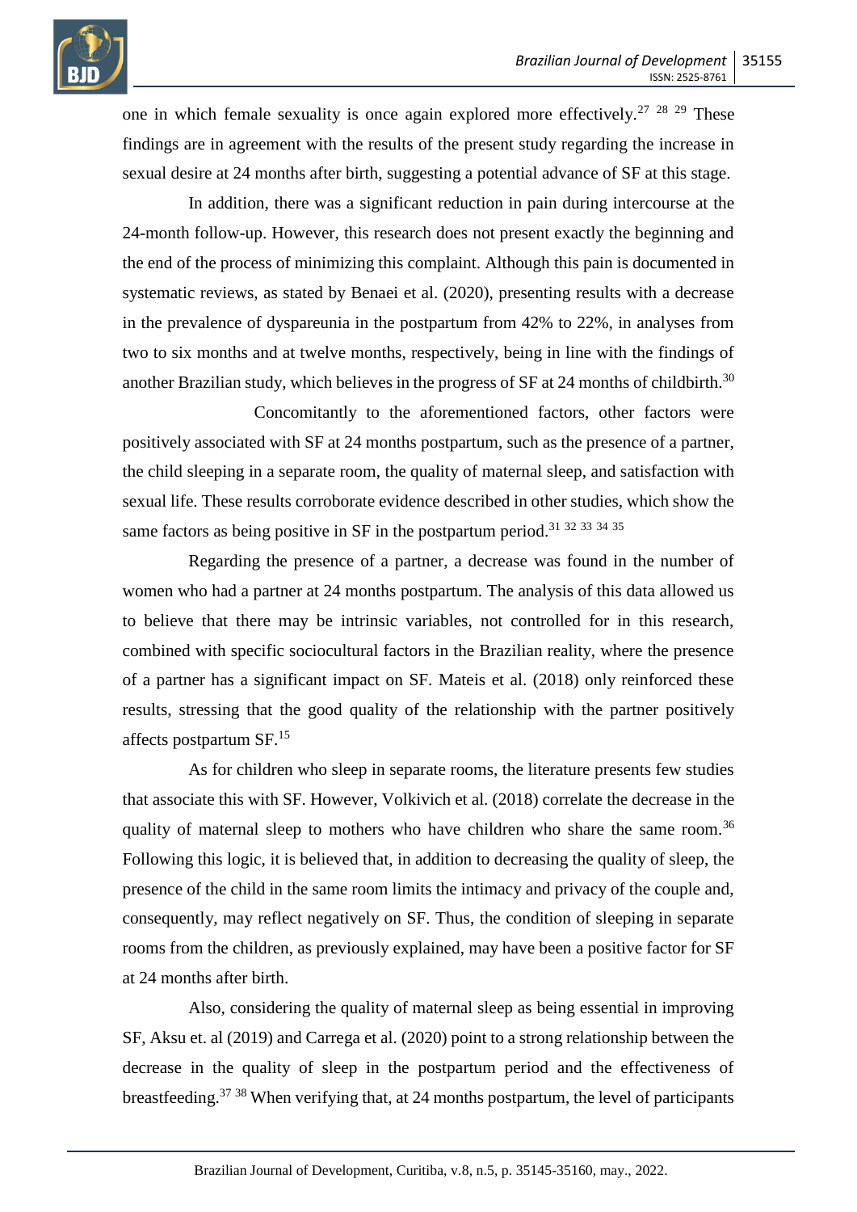one in which female sexuality is once again explored more effectively.[27 28 29] These findings are in agreement with the results of the present study regarding the increase in sexual desire at 24 months after birth, suggesting a potential advance of SF at this stage.

In addition, there was a significant reduction in pain during intercourse at the 24-month follow-up. However, this research does not present exactly the beginning and the end of the process of minimizing this complaint. Although this pain is documented in systematic reviews, as stated by Benaei et al. (2020), presenting results with a decrease in the prevalence of dyspareunia in the postpartum from 42% to 22%, in analyses from two to six months and at twelve months, respectively, being in line with the findings of another Brazilian study, which believes in the progress of SF at 24 months of childbirth.[30]

Concomitantly to the aforementioned factors, other factors were positively associated with SF at 24 months postpartum, such as the presence of a partner, the child sleeping in a separate room, the quality of maternal sleep, and satisfaction with sexual life. These results corroborate evidence described in other studies, which show the same factors as being positive in SF in the postpartum period.[31 32 33 34 35]

Regarding the presence of a partner, a decrease was found in the number of women who had a partner at 24 months postpartum. The analysis of this data allowed us to believe that there may be intrinsic variables, not controlled for in this research, combined with specific sociocultural factors in the Brazilian reality, where the presence of a partner has a significant impact on SF. Mateis et al. (2018) only reinforced these results, stressing that the good quality of the relationship with the partner positively affects postpartum SF.[15]

As for children who sleep in separate rooms, the literature presents few studies that associate this with SF. However, Volkivich et al. (2018) correlate the decrease in the quality of maternal sleep to mothers who have children who share the same room.[36] Following this logic, it is believed that, in addition to decreasing the quality of sleep, the presence of the child in the same room limits the intimacy and privacy of the couple and, consequently, may reflect negatively on SF. Thus, the condition of sleeping in separate rooms from the children, as previously explained, may have been a positive factor for SF at 24 months after birth.

Also, considering the quality of maternal sleep as being essential in improving SF, Aksu et. al (2019) and Carrega et al. (2020) point to a strong relationship between the decrease in the quality of sleep in the postpartum period and the effectiveness of breastfeeding.[37 38] When verifying that, at 24 months postpartum, the level of participants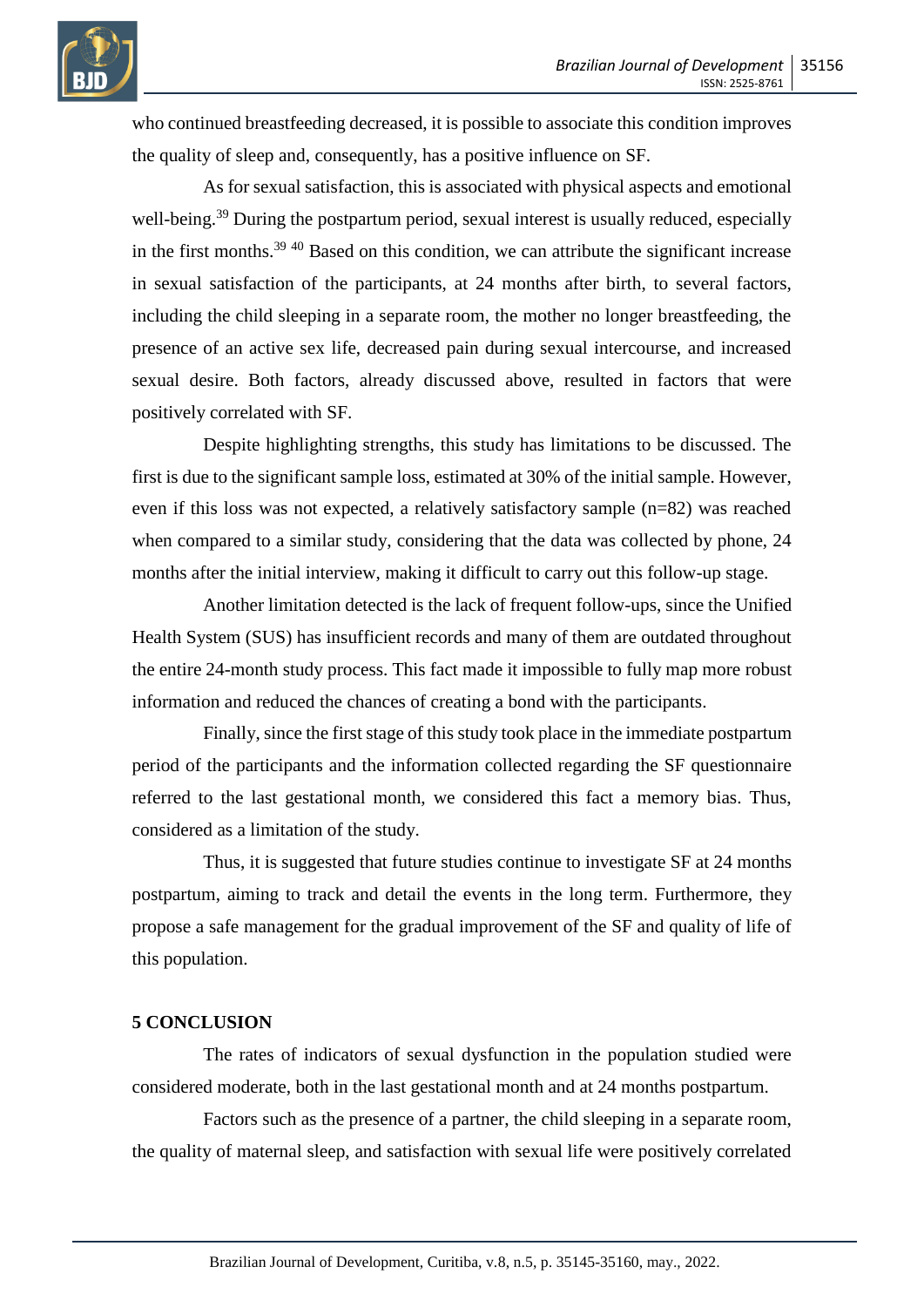who continued breastfeeding decreased, it is possible to associate this condition improves the quality of sleep and, consequently, has a positive influence on SF.

As for sexual satisfaction, this is associated with physical aspects and emotional well-being.[39] During the postpartum period, sexual interest is usually reduced, especially in the first months.[39 40] Based on this condition, we can attribute the significant increase in sexual satisfaction of the participants, at 24 months after birth, to several factors, including the child sleeping in a separate room, the mother no longer breastfeeding, the presence of an active sex life, decreased pain during sexual intercourse, and increased sexual desire. Both factors, already discussed above, resulted in factors that were positively correlated with SF.

Despite highlighting strengths, this study has limitations to be discussed. The first is due to the significant sample loss, estimated at 30% of the initial sample. However, even if this loss was not expected, a relatively satisfactory sample (n=82) was reached when compared to a similar study, considering that the data was collected by phone, 24 months after the initial interview, making it difficult to carry out this follow-up stage.

Another limitation detected is the lack of frequent follow-ups, since the Unified Health System (SUS) has insufficient records and many of them are outdated throughout the entire 24-month study process. This fact made it impossible to fully map more robust information and reduced the chances of creating a bond with the participants.

Finally, since the first stage of this study took place in the immediate postpartum period of the participants and the information collected regarding the SF questionnaire referred to the last gestational month, we considered this fact a memory bias. Thus, considered as a limitation of the study.

Thus, it is suggested that future studies continue to investigate SF at 24 months postpartum, aiming to track and detail the events in the long term. Furthermore, they propose a safe management for the gradual improvement of the SF and quality of life of this population.

## 5 CONCLUSION

The rates of indicators of sexual dysfunction in the population studied were considered moderate, both in the last gestational month and at 24 months postpartum.

Factors such as the presence of a partner, the child sleeping in a separate room, the quality of maternal sleep, and satisfaction with sexual life were positively correlated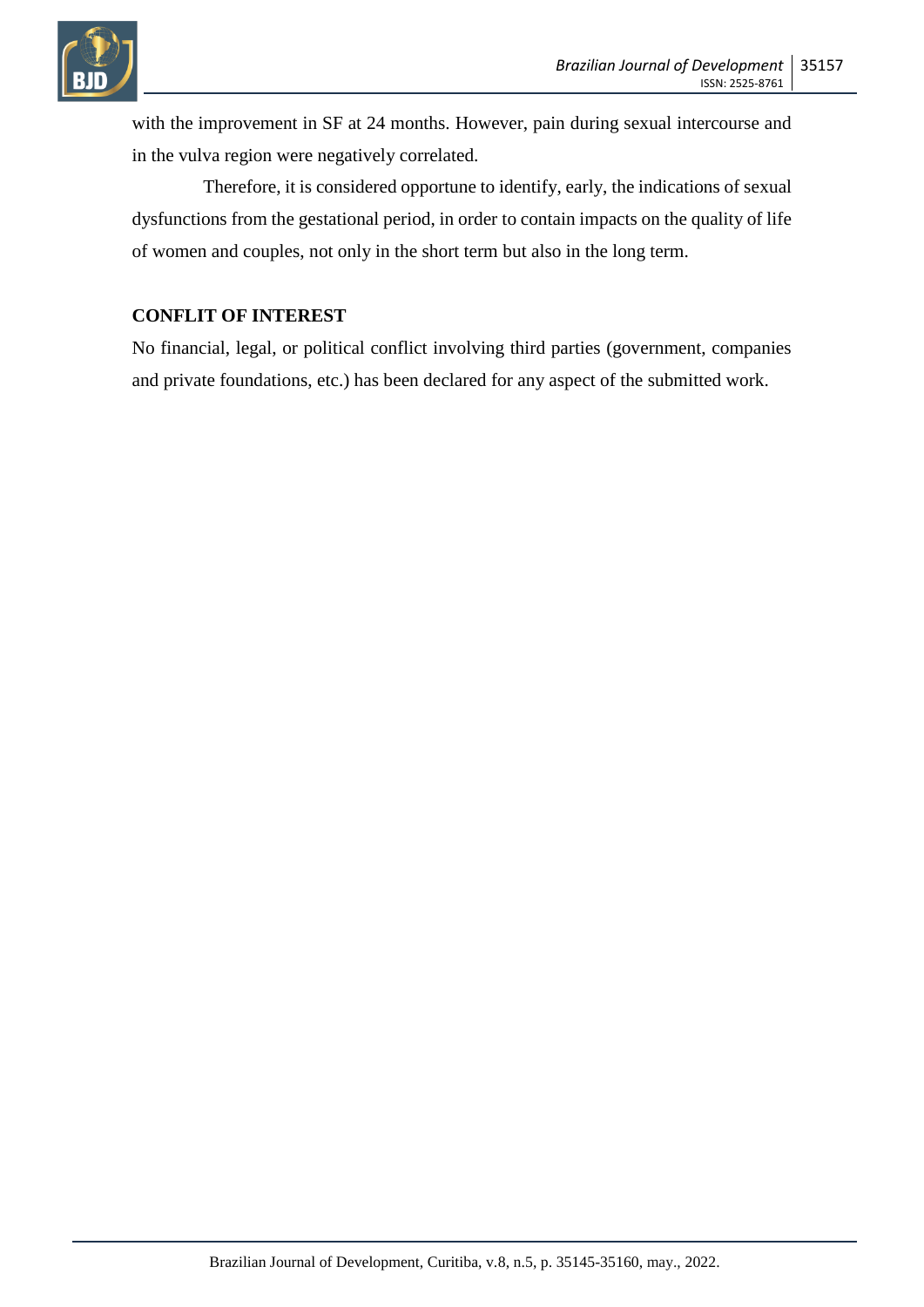with the improvement in SF at 24 months. However, pain during sexual intercourse and in the vulva region were negatively correlated.

Therefore, it is considered opportune to identify, early, the indications of sexual dysfunctions from the gestational period, in order to contain impacts on the quality of life of women and couples, not only in the short term but also in the long term.

## CONFLIT OF INTEREST

No financial, legal, or political conflict involving third parties (government, companies and private foundations, etc.) has been declared for any aspect of the submitted work.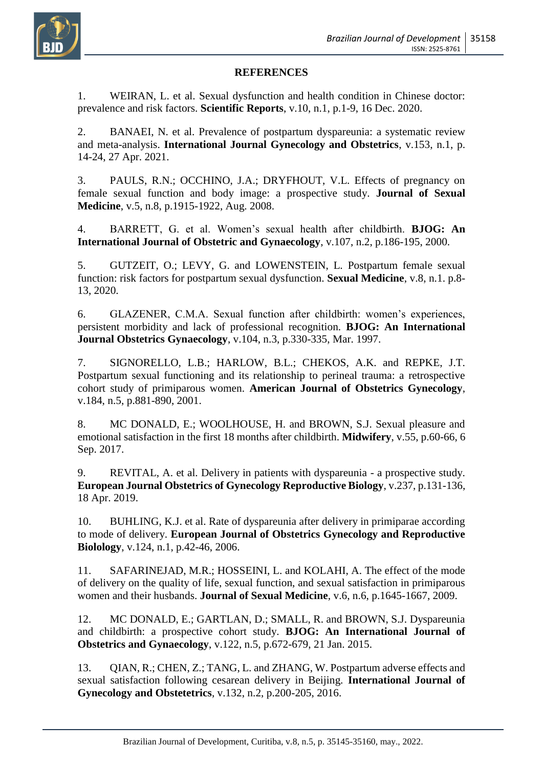## REFERENCES

1. WEIRAN, L. et al. Sexual dysfunction and health condition in Chinese doctor: prevalence and risk factors. **Scientific Reports**, v.10, n.1, p.1-9, 16 Dec. 2020.

2. BANAEI, N. et al. Prevalence of postpartum dyspareunia: a systematic review and meta-analysis. **International Journal Gynecology and Obstetrics**, v.153, n.1, p. 14-24, 27 Apr. 2021.

3. PAULS, R.N.; OCCHINO, J.A.; DRYFHOUT, V.L. Effects of pregnancy on female sexual function and body image: a prospective study. **Journal of Sexual Medicine**, v.5, n.8, p.1915-1922, Aug. 2008.

4. BARRETT, G. et al. Women's sexual health after childbirth. **BJOG: An International Journal of Obstetric and Gynaecology**, v.107, n.2, p.186-195, 2000.

5. GUTZEIT, O.; LEVY, G. and LOWENSTEIN, L. Postpartum female sexual function: risk factors for postpartum sexual dysfunction. **Sexual Medicine**, v.8, n.1. p.8-13, 2020.

6. GLAZENER, C.M.A. Sexual function after childbirth: women's experiences, persistent morbidity and lack of professional recognition. **BJOG: An International Journal Obstetrics Gynaecology**, v.104, n.3, p.330-335, Mar. 1997.

7. SIGNORELLO, L.B.; HARLOW, B.L.; CHEKOS, A.K. and REPKE, J.T. Postpartum sexual functioning and its relationship to perineal trauma: a retrospective cohort study of primiparous women. **American Journal of Obstetrics Gynecology**, v.184, n.5, p.881-890, 2001.

8. MC DONALD, E.; WOOLHOUSE, H. and BROWN, S.J. Sexual pleasure and emotional satisfaction in the first 18 months after childbirth. **Midwifery**, v.55, p.60-66, 6 Sep. 2017.

9. REVITAL, A. et al. Delivery in patients with dyspareunia - a prospective study. **European Journal Obstetrics of Gynecology Reproductive Biology**, v.237, p.131-136, 18 Apr. 2019.

10. BUHLING, K.J. et al. Rate of dyspareunia after delivery in primiparae according to mode of delivery. **European Journal of Obstetrics Gynecology and Reproductive Biolology**, v.124, n.1, p.42-46, 2006.

11. SAFARINEJAD, M.R.; HOSSEINI, L. and KOLAHI, A. The effect of the mode of delivery on the quality of life, sexual function, and sexual satisfaction in primiparous women and their husbands. **Journal of Sexual Medicine**, v.6, n.6, p.1645-1667, 2009.

12. MC DONALD, E.; GARTLAN, D.; SMALL, R. and BROWN, S.J. Dyspareunia and childbirth: a prospective cohort study. **BJOG: An International Journal of Obstetrics and Gynaecology**, v.122, n.5, p.672-679, 21 Jan. 2015.

13. QIAN, R.; CHEN, Z.; TANG, L. and ZHANG, W. Postpartum adverse effects and sexual satisfaction following cesarean delivery in Beijing. **International Journal of Gynecology and Obstetetrics**, v.132, n.2, p.200-205, 2016.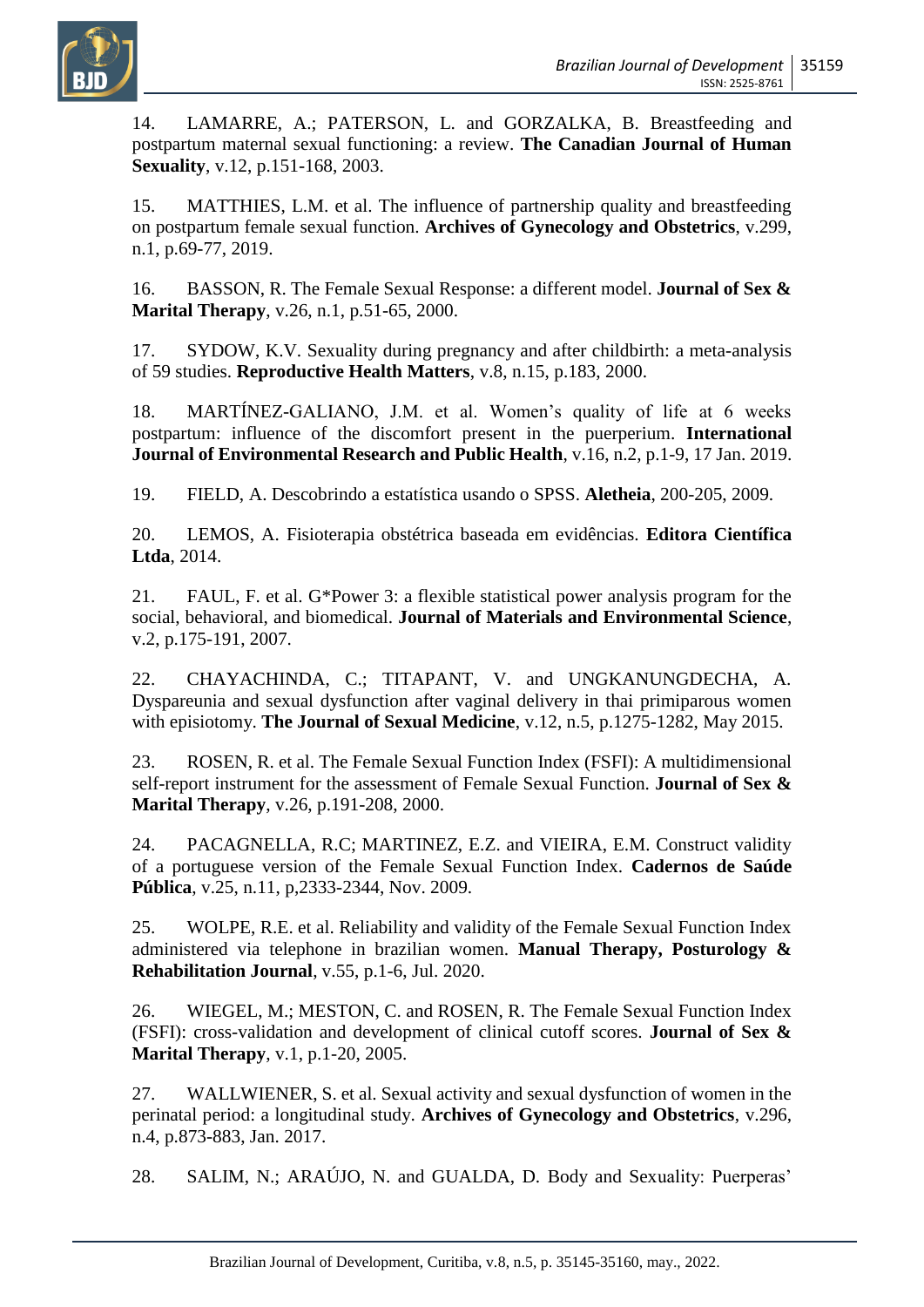14. LAMARRE, A.; PATERSON, L. and GORZALKA, B. Breastfeeding and postpartum maternal sexual functioning: a review. **The Canadian Journal of Human Sexuality**, v.12, p.151-168, 2003.

15. MATTHIES, L.M. et al. The influence of partnership quality and breastfeeding on postpartum female sexual function. **Archives of Gynecology and Obstetrics**, v.299, n.1, p.69-77, 2019.

16. BASSON, R. The Female Sexual Response: a different model. **Journal of Sex & Marital Therapy**, v.26, n.1, p.51-65, 2000.

17. SYDOW, K.V. Sexuality during pregnancy and after childbirth: a meta-analysis of 59 studies. **Reproductive Health Matters**, v.8, n.15, p.183, 2000.

18. MARTÍNEZ-GALIANO, J.M. et al. Women's quality of life at 6 weeks postpartum: influence of the discomfort present in the puerperium. **International Journal of Environmental Research and Public Health**, v.16, n.2, p.1-9, 17 Jan. 2019.

19. FIELD, A. Descobrindo a estatística usando o SPSS. **Aletheia**, 200-205, 2009.

20. LEMOS, A. Fisioterapia obstétrica baseada em evidências. **Editora Científica Ltda**, 2014.

21. FAUL, F. et al. G*Power 3: a flexible statistical power analysis program for the social, behavioral, and biomedical. **Journal of Materials and Environmental Science**, v.2, p.175-191, 2007.

22. CHAYACHINDA, C.; TITAPANT, V. and UNGKANUNGDECHA, A. Dyspareunia and sexual dysfunction after vaginal delivery in thai primiparous women with episiotomy. **The Journal of Sexual Medicine**, v.12, n.5, p.1275-1282, May 2015.

23. ROSEN, R. et al. The Female Sexual Function Index (FSFI): A multidimensional self-report instrument for the assessment of Female Sexual Function. **Journal of Sex & Marital Therapy**, v.26, p.191-208, 2000.

24. PACAGNELLA, R.C; MARTINEZ, E.Z. and VIEIRA, E.M. Construct validity of a portuguese version of the Female Sexual Function Index. **Cadernos de Saúde Pública**, v.25, n.11, p,2333-2344, Nov. 2009.

25. WOLPE, R.E. et al. Reliability and validity of the Female Sexual Function Index administered via telephone in brazilian women. **Manual Therapy, Posturology & Rehabilitation Journal**, v.55, p.1-6, Jul. 2020.

26. WIEGEL, M.; MESTON, C. and ROSEN, R. The Female Sexual Function Index (FSFI): cross-validation and development of clinical cutoff scores. **Journal of Sex & Marital Therapy**, v.1, p.1-20, 2005.

27. WALLWIENER, S. et al. Sexual activity and sexual dysfunction of women in the perinatal period: a longitudinal study. **Archives of Gynecology and Obstetrics**, v.296, n.4, p.873-883, Jan. 2017.

28. SALIM, N.; ARAÚJO, N. and GUALDA, D. Body and Sexuality: Puerperas'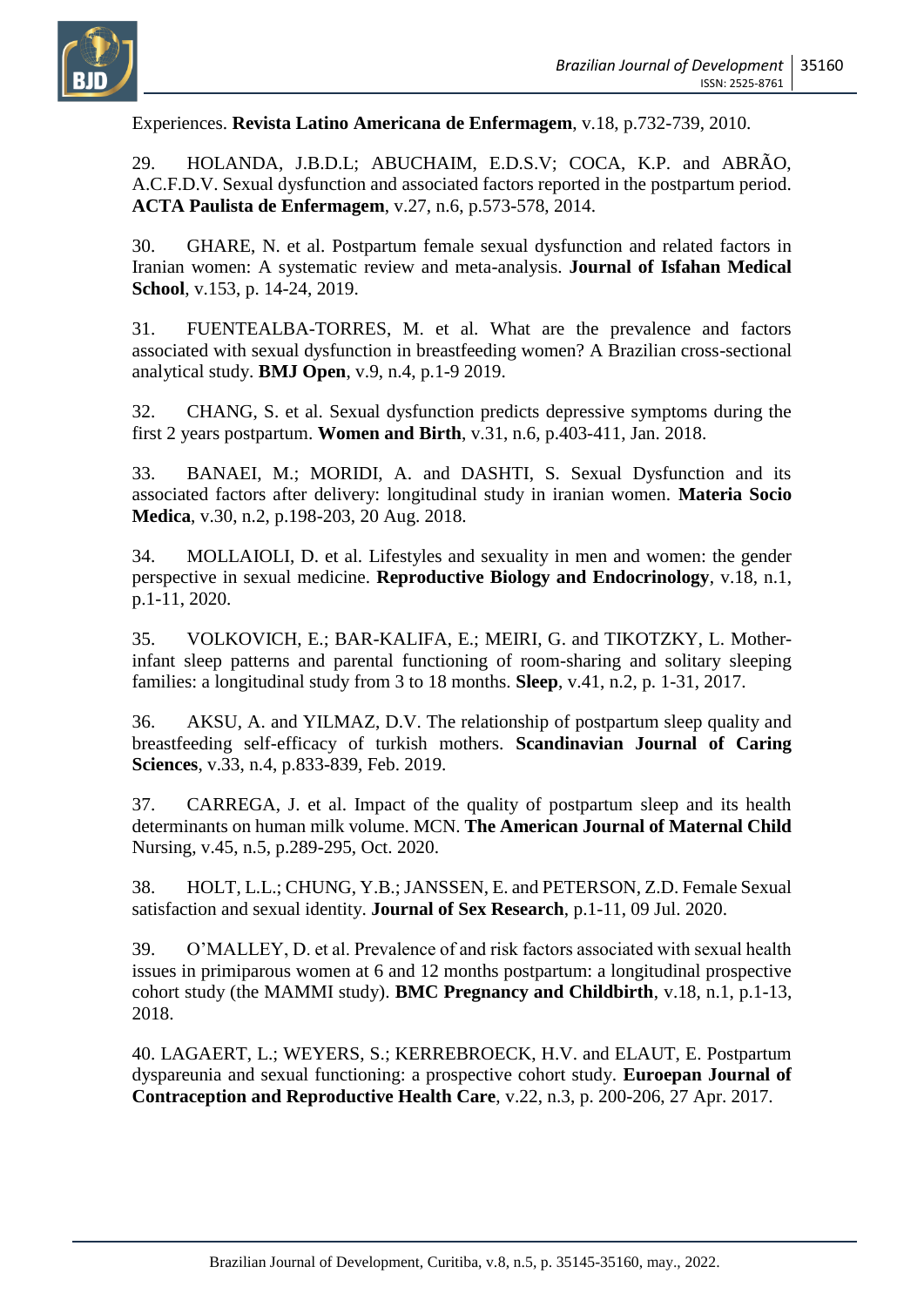Experiences. **Revista Latino Americana de Enfermagem**, v.18, p.732-739, 2010.

29. HOLANDA, J.B.D.L; ABUCHAIM, E.D.S.V; COCA, K.P. and ABRÃO, A.C.F.D.V. Sexual dysfunction and associated factors reported in the postpartum period. **ACTA Paulista de Enfermagem**, v.27, n.6, p.573-578, 2014.

30. GHARE, N. et al. Postpartum female sexual dysfunction and related factors in Iranian women: A systematic review and meta-analysis. **Journal of Isfahan Medical School**, v.153, p. 14-24, 2019.

31. FUENTEALBA-TORRES, M. et al. What are the prevalence and factors associated with sexual dysfunction in breastfeeding women? A Brazilian cross-sectional analytical study. **BMJ Open**, v.9, n.4, p.1-9 2019.

32. CHANG, S. et al. Sexual dysfunction predicts depressive symptoms during the first 2 years postpartum. **Women and Birth**, v.31, n.6, p.403-411, Jan. 2018.

33. BANAEI, M.; MORIDI, A. and DASHTI, S. Sexual Dysfunction and its associated factors after delivery: longitudinal study in iranian women. **Materia Socio Medica**, v.30, n.2, p.198-203, 20 Aug. 2018.

34. MOLLAIOLI, D. et al. Lifestyles and sexuality in men and women: the gender perspective in sexual medicine. **Reproductive Biology and Endocrinology**, v.18, n.1, p.1-11, 2020.

35. VOLKOVICH, E.; BAR-KALIFA, E.; MEIRI, G. and TIKOTZKY, L. Mother-infant sleep patterns and parental functioning of room-sharing and solitary sleeping families: a longitudinal study from 3 to 18 months. **Sleep**, v.41, n.2, p. 1-31, 2017.

36. AKSU, A. and YILMAZ, D.V. The relationship of postpartum sleep quality and breastfeeding self-efficacy of turkish mothers. **Scandinavian Journal of Caring Sciences**, v.33, n.4, p.833-839, Feb. 2019.

37. CARREGA, J. et al. Impact of the quality of postpartum sleep and its health determinants on human milk volume. MCN. **The American Journal of Maternal Child** Nursing, v.45, n.5, p.289-295, Oct. 2020.

38. HOLT, L.L.; CHUNG, Y.B.; JANSSEN, E. and PETERSON, Z.D. Female Sexual satisfaction and sexual identity. **Journal of Sex Research**, p.1-11, 09 Jul. 2020.

39. O'MALLEY, D. et al. Prevalence of and risk factors associated with sexual health issues in primiparous women at 6 and 12 months postpartum: a longitudinal prospective cohort study (the MAMMI study). **BMC Pregnancy and Childbirth**, v.18, n.1, p.1-13, 2018.

40. LAGAERT, L.; WEYERS, S.; KERREBROECK, H.V. and ELAUT, E. Postpartum dyspareunia and sexual functioning: a prospective cohort study. **Euroepan Journal of Contraception and Reproductive Health Care**, v.22, n.3, p. 200-206, 27 Apr. 2017.